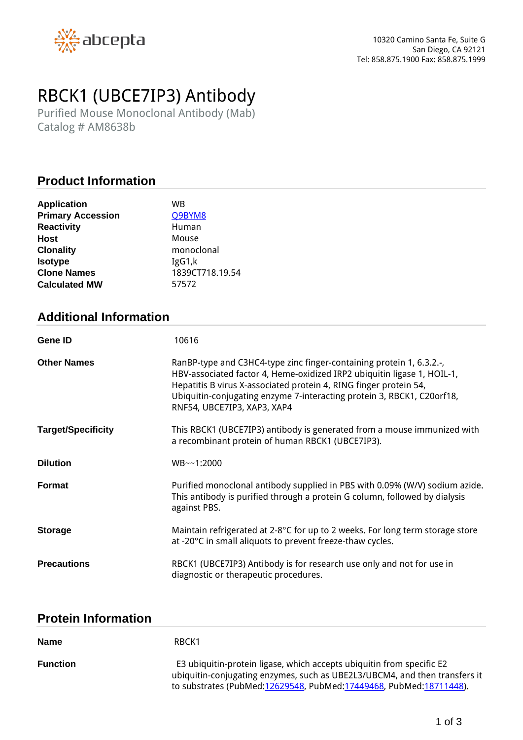abcepta

10320 Camino Santa Fe, Suite G
San Diego, CA 92121
Tel: 858.875.1900 Fax: 858.875.1999

# RBCK1 (UBCE7IP3) Antibody

Purified Mouse Monoclonal Antibody (Mab)
Catalog # AM8638b

## Product Information

| | |
|---|---|
| **Application** | WB |
| **Primary Accession** | Q9BYM8 |
| **Reactivity** | Human |
| **Host** | Mouse |
| **Clonality** | monoclonal |
| **Isotype** | IgG1,k |
| **Clone Names** | 1839CT718.19.54 |
| **Calculated MW** | 57572 |

## Additional Information

| | |
|---|---|
| **Gene ID** | 10616 |
| **Other Names** | RanBP-type and C3HC4-type zinc finger-containing protein 1, 6.3.2.-, HBV-associated factor 4, Heme-oxidized IRP2 ubiquitin ligase 1, HOIL-1, Hepatitis B virus X-associated protein 4, RING finger protein 54, Ubiquitin-conjugating enzyme 7-interacting protein 3, RBCK1, C20orf18, RNF54, UBCE7IP3, XAP3, XAP4 |
| **Target/Specificity** | This RBCK1 (UBCE7IP3) antibody is generated from a mouse immunized with a recombinant protein of human RBCK1 (UBCE7IP3). |
| **Dilution** | WB~~1:2000 |
| **Format** | Purified monoclonal antibody supplied in PBS with 0.09% (W/V) sodium azide. This antibody is purified through a protein G column, followed by dialysis against PBS. |
| **Storage** | Maintain refrigerated at 2-8°C for up to 2 weeks. For long term storage store at -20°C in small aliquots to prevent freeze-thaw cycles. |
| **Precautions** | RBCK1 (UBCE7IP3) Antibody is for research use only and not for use in diagnostic or therapeutic procedures. |

## Protein Information

| | |
|---|---|
| **Name** | RBCK1 |
| **Function** | E3 ubiquitin-protein ligase, which accepts ubiquitin from specific E2 ubiquitin-conjugating enzymes, such as UBE2L3/UBCM4, and then transfers it to substrates (PubMed:12629548, PubMed:17449468, PubMed:18711448). |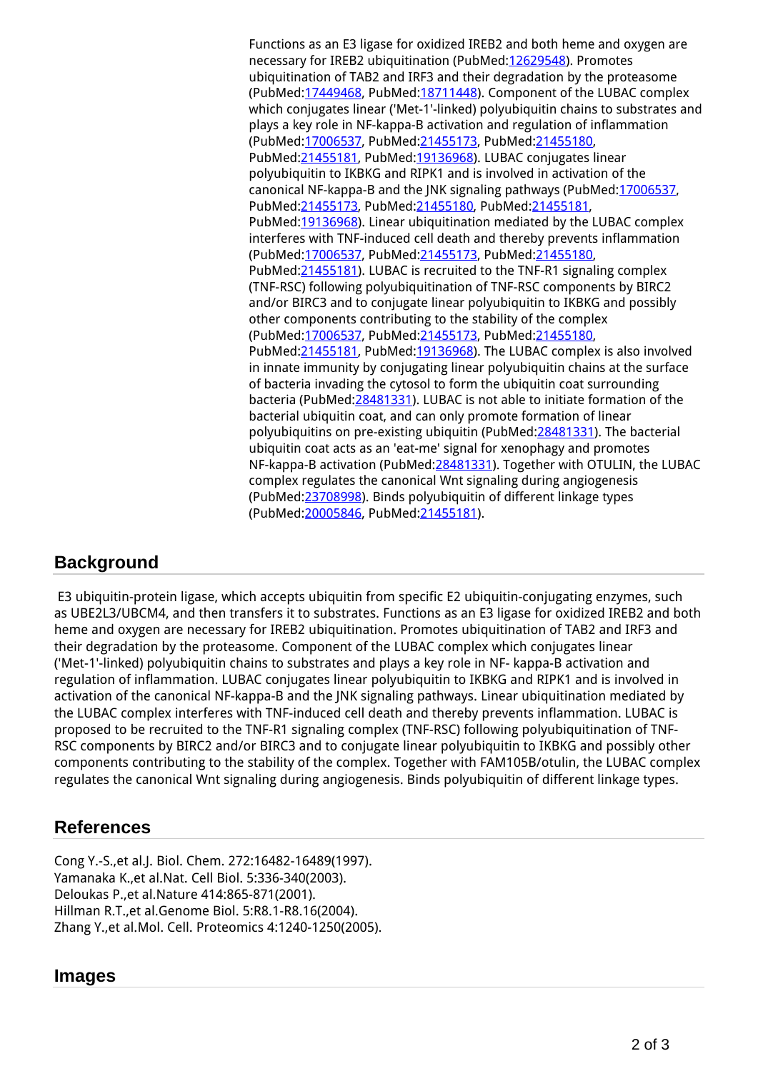Functions as an E3 ligase for oxidized IREB2 and both heme and oxygen are necessary for IREB2 ubiquitination (PubMed:12629548). Promotes ubiquitination of TAB2 and IRF3 and their degradation by the proteasome (PubMed:17449468, PubMed:18711448). Component of the LUBAC complex which conjugates linear ('Met-1'-linked) polyubiquitin chains to substrates and plays a key role in NF-kappa-B activation and regulation of inflammation (PubMed:17006537, PubMed:21455173, PubMed:21455180, PubMed:21455181, PubMed:19136968). LUBAC conjugates linear polyubiquitin to IKBKG and RIPK1 and is involved in activation of the canonical NF-kappa-B and the JNK signaling pathways (PubMed:17006537, PubMed:21455173, PubMed:21455180, PubMed:21455181, PubMed:19136968). Linear ubiquitination mediated by the LUBAC complex interferes with TNF-induced cell death and thereby prevents inflammation (PubMed:17006537, PubMed:21455173, PubMed:21455180, PubMed:21455181). LUBAC is recruited to the TNF-R1 signaling complex (TNF-RSC) following polyubiquitination of TNF-RSC components by BIRC2 and/or BIRC3 and to conjugate linear polyubiquitin to IKBKG and possibly other components contributing to the stability of the complex (PubMed:17006537, PubMed:21455173, PubMed:21455180, PubMed:21455181, PubMed:19136968). The LUBAC complex is also involved in innate immunity by conjugating linear polyubiquitin chains at the surface of bacteria invading the cytosol to form the ubiquitin coat surrounding bacteria (PubMed:28481331). LUBAC is not able to initiate formation of the bacterial ubiquitin coat, and can only promote formation of linear polyubiquitins on pre-existing ubiquitin (PubMed:28481331). The bacterial ubiquitin coat acts as an 'eat-me' signal for xenophagy and promotes NF-kappa-B activation (PubMed:28481331). Together with OTULIN, the LUBAC complex regulates the canonical Wnt signaling during angiogenesis (PubMed:23708998). Binds polyubiquitin of different linkage types (PubMed:20005846, PubMed:21455181).

## Background

E3 ubiquitin-protein ligase, which accepts ubiquitin from specific E2 ubiquitin-conjugating enzymes, such as UBE2L3/UBCM4, and then transfers it to substrates. Functions as an E3 ligase for oxidized IREB2 and both heme and oxygen are necessary for IREB2 ubiquitination. Promotes ubiquitination of TAB2 and IRF3 and their degradation by the proteasome. Component of the LUBAC complex which conjugates linear ('Met-1'-linked) polyubiquitin chains to substrates and plays a key role in NF- kappa-B activation and regulation of inflammation. LUBAC conjugates linear polyubiquitin to IKBKG and RIPK1 and is involved in activation of the canonical NF-kappa-B and the JNK signaling pathways. Linear ubiquitination mediated by the LUBAC complex interferes with TNF-induced cell death and thereby prevents inflammation. LUBAC is proposed to be recruited to the TNF-R1 signaling complex (TNF-RSC) following polyubiquitination of TNF-RSC components by BIRC2 and/or BIRC3 and to conjugate linear polyubiquitin to IKBKG and possibly other components contributing to the stability of the complex. Together with FAM105B/otulin, the LUBAC complex regulates the canonical Wnt signaling during angiogenesis. Binds polyubiquitin of different linkage types.

## References

Cong Y.-S.,et al.J. Biol. Chem. 272:16482-16489(1997).
Yamanaka K.,et al.Nat. Cell Biol. 5:336-340(2003).
Deloukas P.,et al.Nature 414:865-871(2001).
Hillman R.T.,et al.Genome Biol. 5:R8.1-R8.16(2004).
Zhang Y.,et al.Mol. Cell. Proteomics 4:1240-1250(2005).

## Images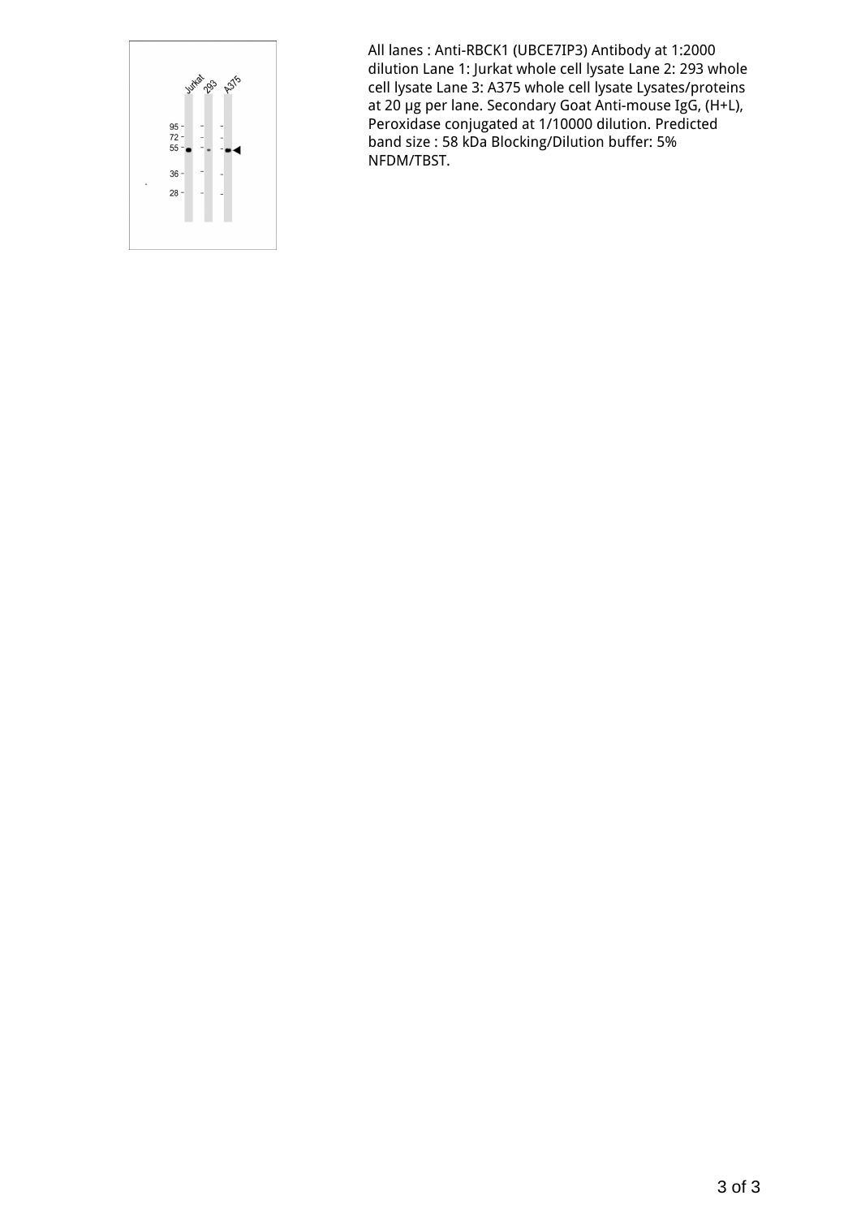Jurkat
293
A375

95
72
55
36
28

All lanes : Anti-RBCK1 (UBCE7IP3) Antibody at 1:2000 dilution Lane 1: Jurkat whole cell lysate Lane 2: 293 whole cell lysate Lane 3: A375 whole cell lysate Lysates/proteins at 20 µg per lane. Secondary Goat Anti-mouse IgG, (H+L), Peroxidase conjugated at 1/10000 dilution. Predicted band size : 58 kDa Blocking/Dilution buffer: 5% NFDM/TBST.